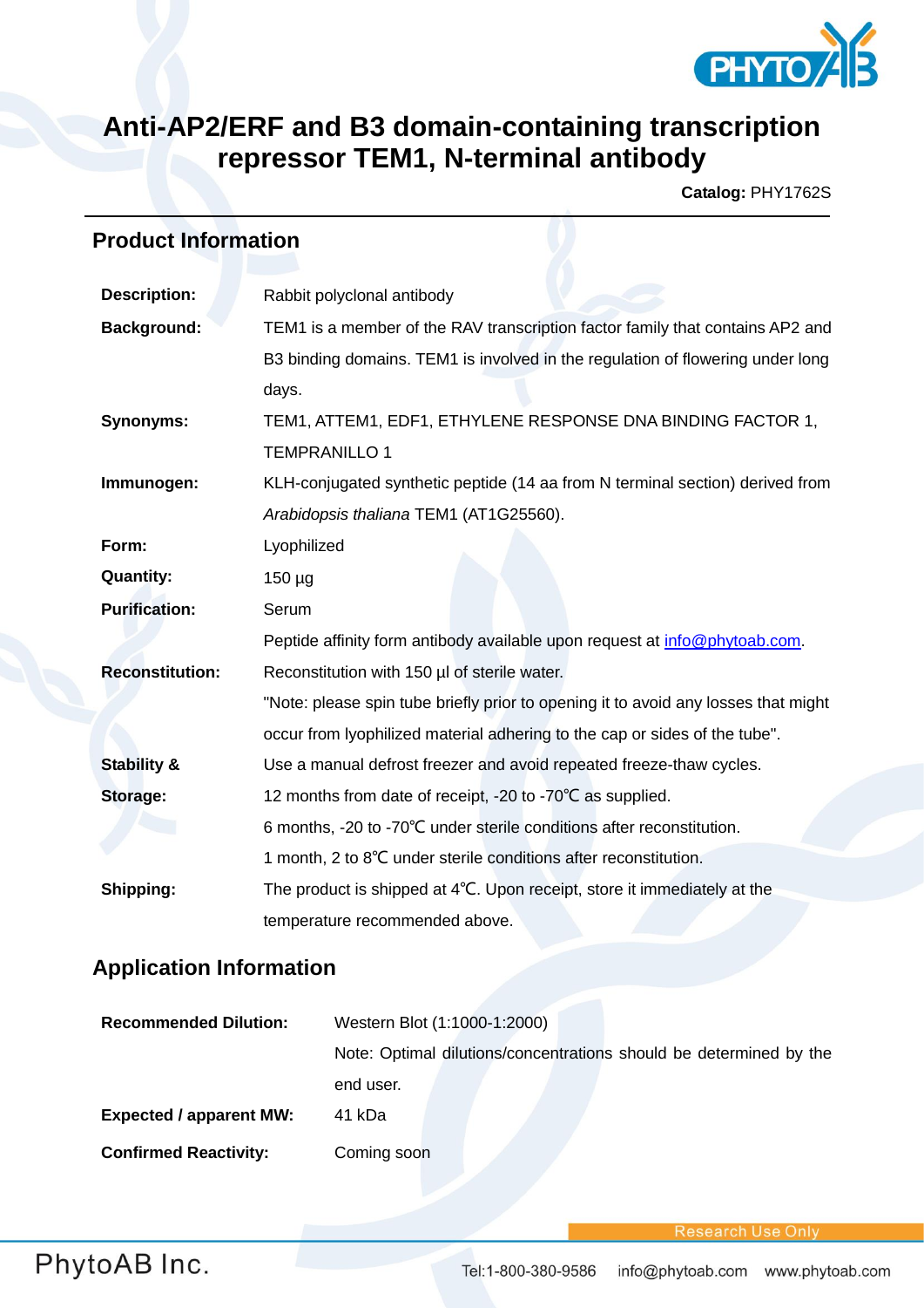# Anti-AP2/ERF and B3 domain-containing transcription repressor TEM1, N-terminal antibody

**Catalog:** PHY1762S

## Product Information

| | |
|---|---|
| **Description:** | Rabbit polyclonal antibody |
| **Background:** | TEM1 is a member of the RAV transcription factor family that contains AP2 and B3 binding domains. TEM1 is involved in the regulation of flowering under long days. |
| **Synonyms:** | TEM1, ATTEM1, EDF1, ETHYLENE RESPONSE DNA BINDING FACTOR 1, TEMPRANILLO 1 |
| **Immunogen:** | KLH-conjugated synthetic peptide (14 aa from N terminal section) derived from *Arabidopsis thaliana* TEM1 (AT1G25560). |
| **Form:** | Lyophilized |
| **Quantity:** | 150 µg |
| **Purification:** | Serum<br>Peptide affinity form antibody available upon request at info@phytoab.com. |
| **Reconstitution:** | Reconstitution with 150 µl of sterile water.<br>"Note: please spin tube briefly prior to opening it to avoid any losses that might occur from lyophilized material adhering to the cap or sides of the tube". |
| **Stability & Storage:** | Use a manual defrost freezer and avoid repeated freeze-thaw cycles.<br>12 months from date of receipt, -20 to -70℃ as supplied.<br>6 months, -20 to -70℃ under sterile conditions after reconstitution.<br>1 month, 2 to 8℃ under sterile conditions after reconstitution. |
| **Shipping:** | The product is shipped at 4℃. Upon receipt, store it immediately at the temperature recommended above. |

## Application Information

| | |
|---|---|
| **Recommended Dilution:** | Western Blot (1:1000-1:2000)<br>Note: Optimal dilutions/concentrations should be determined by the end user. |
| **Expected / apparent MW:** | 41 kDa |
| **Confirmed Reactivity:** | Coming soon |

Research Use Only

PhytoAB Inc. Tel:1-800-380-9586 info@phytoab.com www.phytoab.com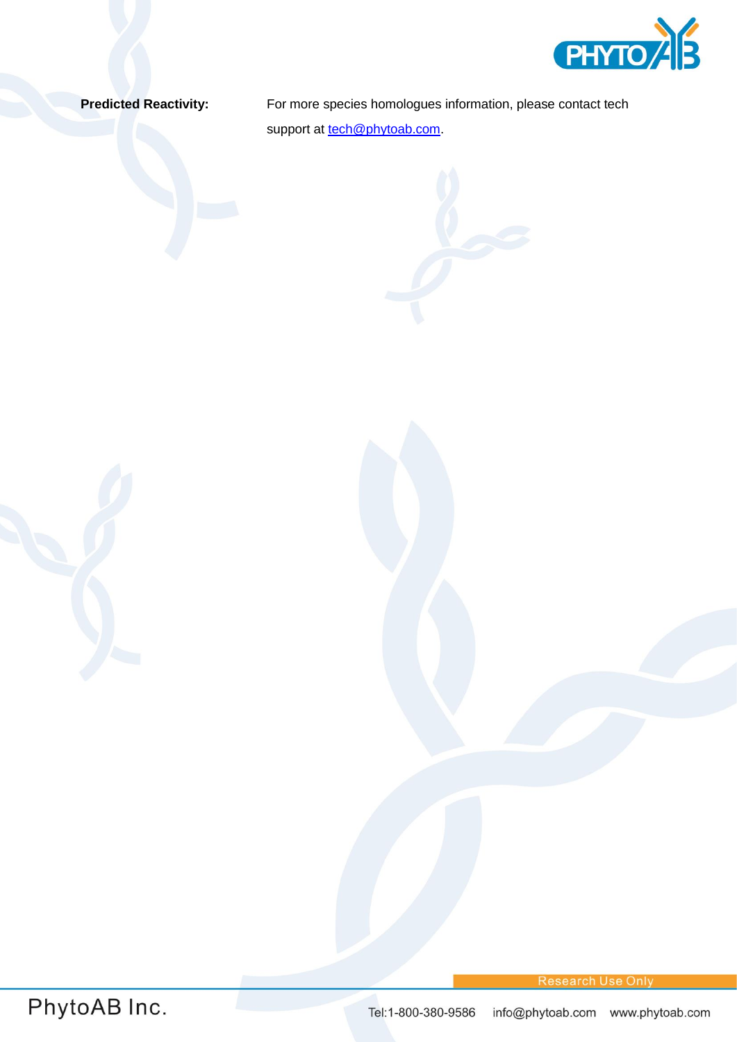| | |
|---|---|
| **Predicted Reactivity:** | For more species homologues information, please contact tech support at tech@phytoab.com. |